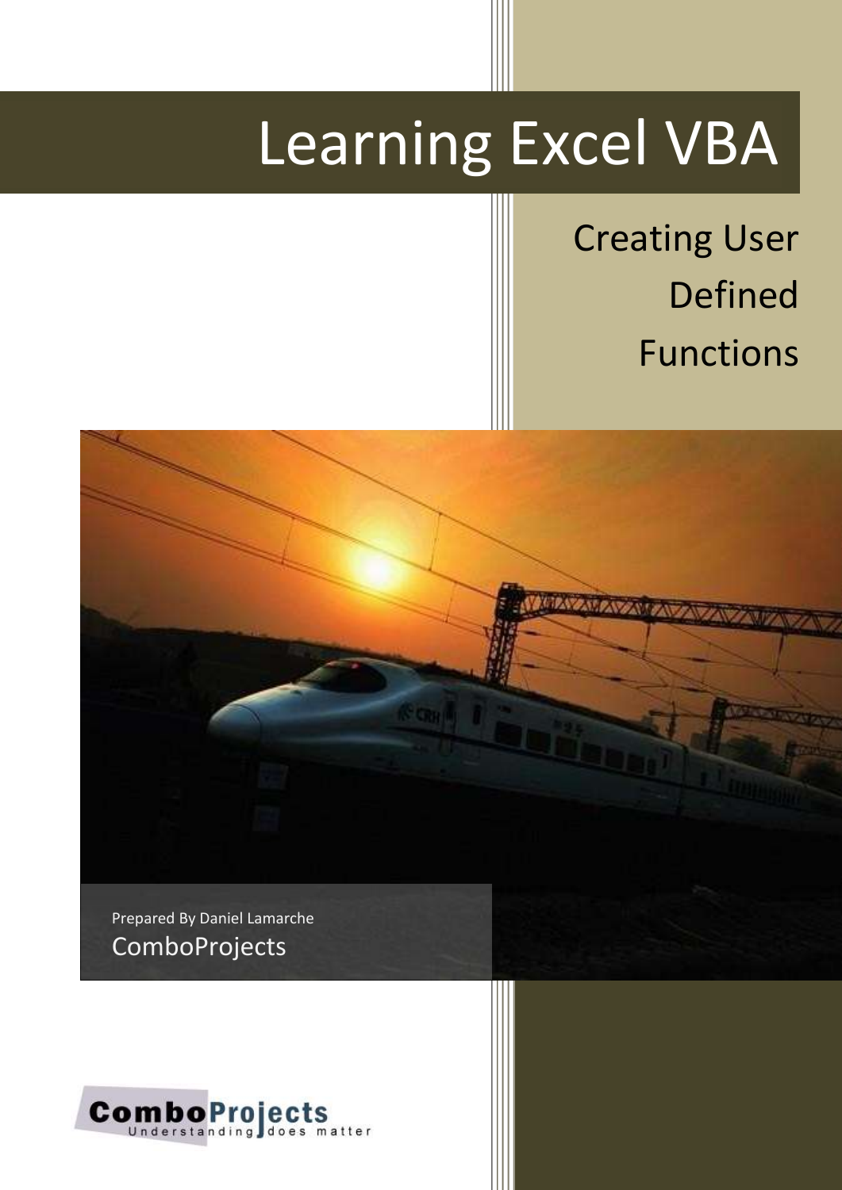# Learning Excel VBA

## Creating User Defined Functions

Prepared By Daniel Lamarche

ComboProjects

ComboProjects
Understanding does matter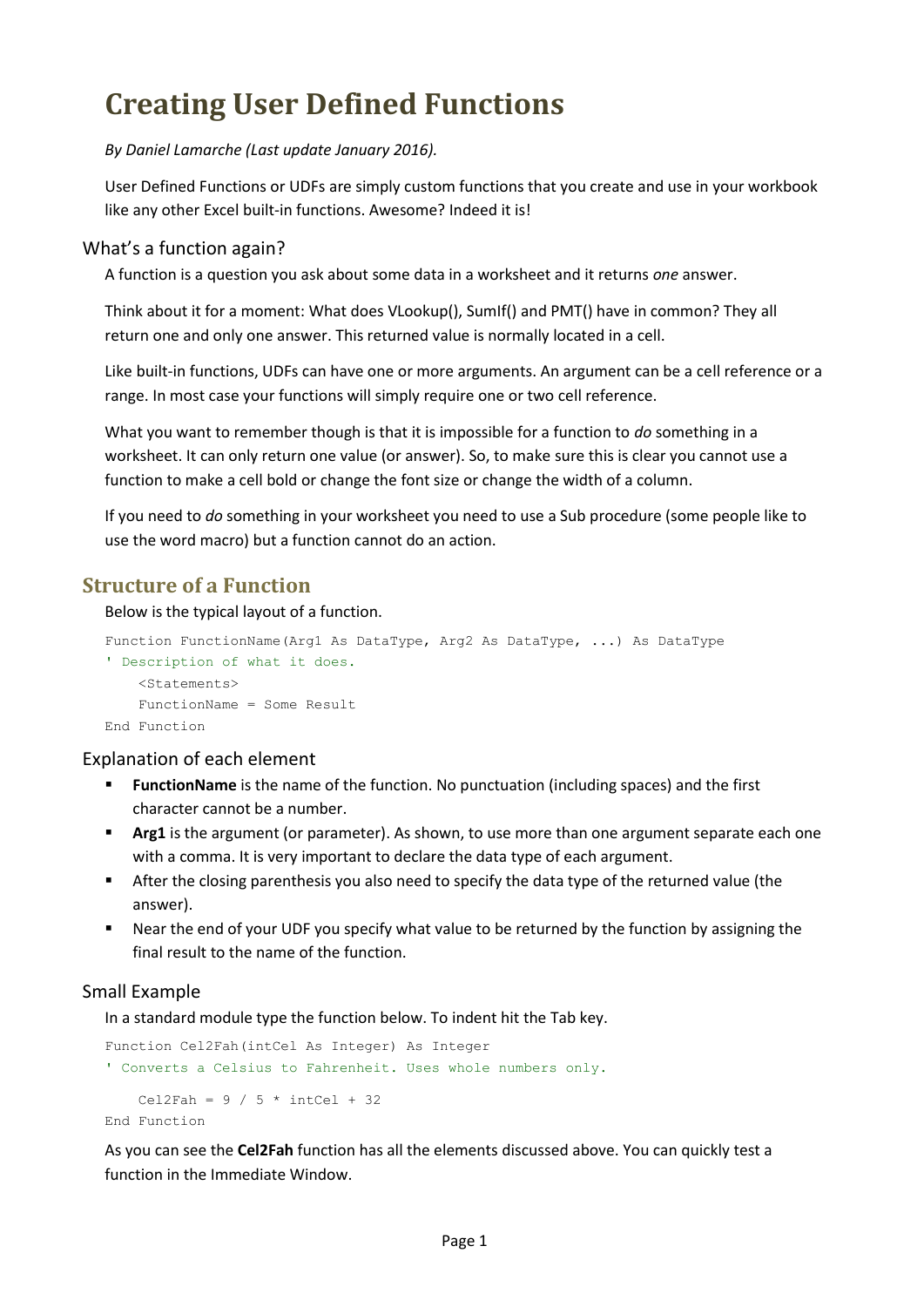# Creating User Defined Functions

*By Daniel Lamarche (Last update January 2016).*

User Defined Functions or UDFs are simply custom functions that you create and use in your workbook like any other Excel built-in functions. Awesome? Indeed it is!

### What's a function again?

A function is a question you ask about some data in a worksheet and it returns *one* answer.

Think about it for a moment: What does VLookup(), SumIf() and PMT() have in common? They all return one and only one answer. This returned value is normally located in a cell.

Like built-in functions, UDFs can have one or more arguments. An argument can be a cell reference or a range. In most case your functions will simply require one or two cell reference.

What you want to remember though is that it is impossible for a function to *do* something in a worksheet. It can only return one value (or answer). So, to make sure this is clear you cannot use a function to make a cell bold or change the font size or change the width of a column.

If you need to *do* something in your worksheet you need to use a Sub procedure (some people like to use the word macro) but a function cannot do an action.

## Structure of a Function

Below is the typical layout of a function.

```
Function FunctionName(Arg1 As DataType, Arg2 As DataType, ...) As DataType
' Description of what it does.
    <Statements>
    FunctionName = Some Result
End Function
```

### Explanation of each element

- **FunctionName** is the name of the function. No punctuation (including spaces) and the first character cannot be a number.
- **Arg1** is the argument (or parameter). As shown, to use more than one argument separate each one with a comma. It is very important to declare the data type of each argument.
- After the closing parenthesis you also need to specify the data type of the returned value (the answer).
- Near the end of your UDF you specify what value to be returned by the function by assigning the final result to the name of the function.

### Small Example

In a standard module type the function below. To indent hit the Tab key.

```
Function Cel2Fah(intCel As Integer) As Integer
' Converts a Celsius to Fahrenheit. Uses whole numbers only.

    Cel2Fah = 9 / 5 * intCel + 32
End Function
```

As you can see the **Cel2Fah** function has all the elements discussed above. You can quickly test a function in the Immediate Window.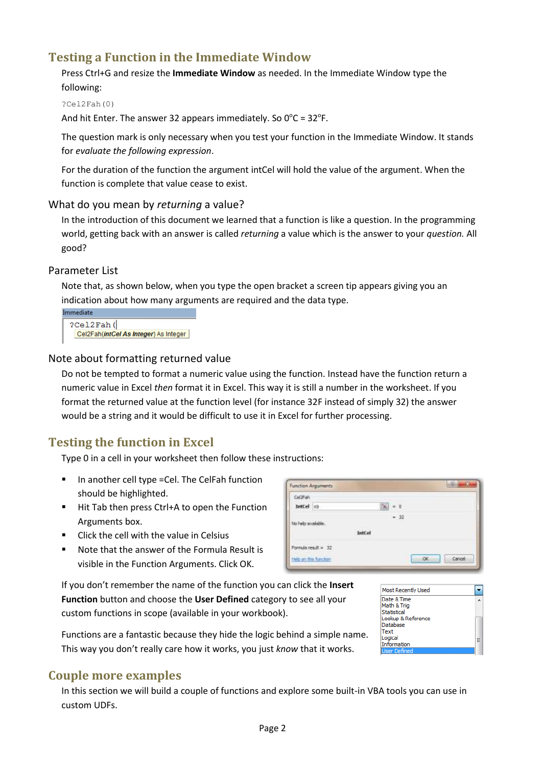## Testing a Function in the Immediate Window

Press Ctrl+G and resize the **Immediate Window** as needed. In the Immediate Window type the following:

```
?Cel2Fah(0)
```

And hit Enter. The answer 32 appears immediately. So 0°C = 32°F.

The question mark is only necessary when you test your function in the Immediate Window. It stands for *evaluate the following expression*.

For the duration of the function the argument intCel will hold the value of the argument. When the function is complete that value cease to exist.

### What do you mean by *returning* a value?

In the introduction of this document we learned that a function is like a question. In the programming world, getting back with an answer is called *returning* a value which is the answer to your *question.* All good?

### Parameter List

Note that, as shown below, when you type the open bracket a screen tip appears giving you an indication about how many arguments are required and the data type.

```
Immediate
?Cel2Fah(
Cel2Fah(intCel As Integer) As Integer
```

### Note about formatting returned value

Do not be tempted to format a numeric value using the function. Instead have the function return a numeric value in Excel *then* format it in Excel. This way it is still a number in the worksheet. If you format the returned value at the function level (for instance 32F instead of simply 32) the answer would be a string and it would be difficult to use it in Excel for further processing.

## Testing the function in Excel

Type 0 in a cell in your worksheet then follow these instructions:

- In another cell type =Cel. The CelFah function should be highlighted.
- Hit Tab then press Ctrl+A to open the Function Arguments box.
- Click the cell with the value in Celsius
- Note that the answer of the Formula Result is visible in the Function Arguments. Click OK.

If you don't remember the name of the function you can click the **Insert Function** button and choose the **User Defined** category to see all your custom functions in scope (available in your workbook).

Functions are a fantastic because they hide the logic behind a simple name. This way you don't really care how it works, you just *know* that it works.

## Couple more examples

In this section we will build a couple of functions and explore some built-in VBA tools you can use in custom UDFs.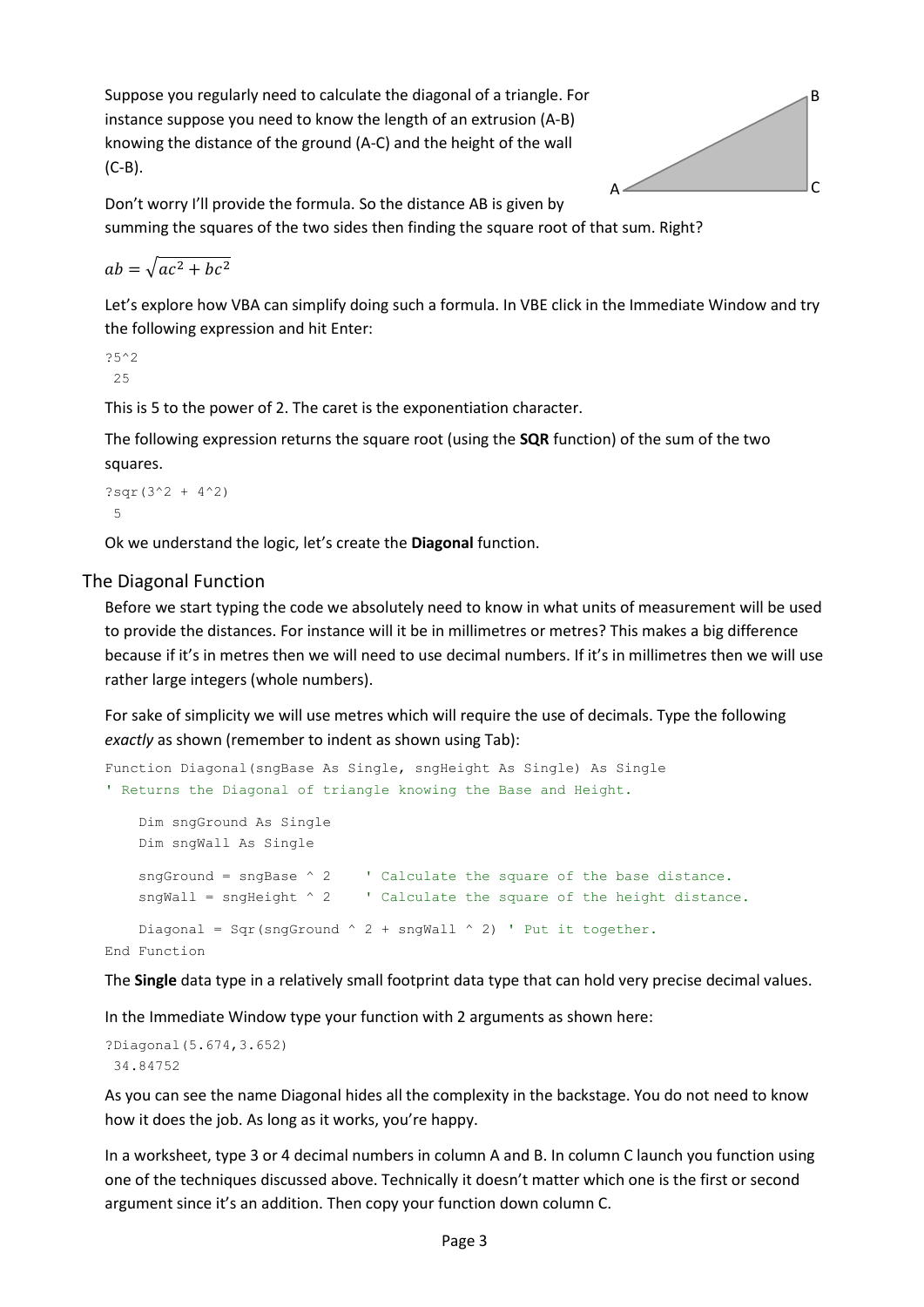Suppose you regularly need to calculate the diagonal of a triangle. For instance suppose you need to know the length of an extrusion (A-B) knowing the distance of the ground (A-C) and the height of the wall (C-B).

Don't worry I'll provide the formula. So the distance AB is given by summing the squares of the two sides then finding the square root of that sum. Right?

$$ab = \sqrt{ac^2 + bc^2}$$

Let's explore how VBA can simplify doing such a formula. In VBE click in the Immediate Window and try the following expression and hit Enter:

```
?5^2
 25
```

This is 5 to the power of 2. The caret is the exponentiation character.

The following expression returns the square root (using the **SQR** function) of the sum of the two squares.

```
?sqr(3^2 + 4^2)
 5
```

Ok we understand the logic, let's create the **Diagonal** function.

## The Diagonal Function

Before we start typing the code we absolutely need to know in what units of measurement will be used to provide the distances. For instance will it be in millimetres or metres? This makes a big difference because if it's in metres then we will need to use decimal numbers. If it's in millimetres then we will use rather large integers (whole numbers).

For sake of simplicity we will use metres which will require the use of decimals. Type the following *exactly* as shown (remember to indent as shown using Tab):

```
Function Diagonal(sngBase As Single, sngHeight As Single) As Single
' Returns the Diagonal of triangle knowing the Base and Height.

    Dim sngGround As Single
    Dim sngWall As Single

    sngGround = sngBase ^ 2    ' Calculate the square of the base distance.
    sngWall = sngHeight ^ 2    ' Calculate the square of the height distance.

    Diagonal = Sqr(sngGround ^ 2 + sngWall ^ 2) ' Put it together.
End Function
```

The **Single** data type in a relatively small footprint data type that can hold very precise decimal values.

In the Immediate Window type your function with 2 arguments as shown here:

```
?Diagonal(5.674,3.652)
 34.84752
```

As you can see the name Diagonal hides all the complexity in the backstage. You do not need to know how it does the job. As long as it works, you're happy.

In a worksheet, type 3 or 4 decimal numbers in column A and B. In column C launch you function using one of the techniques discussed above. Technically it doesn't matter which one is the first or second argument since it's an addition. Then copy your function down column C.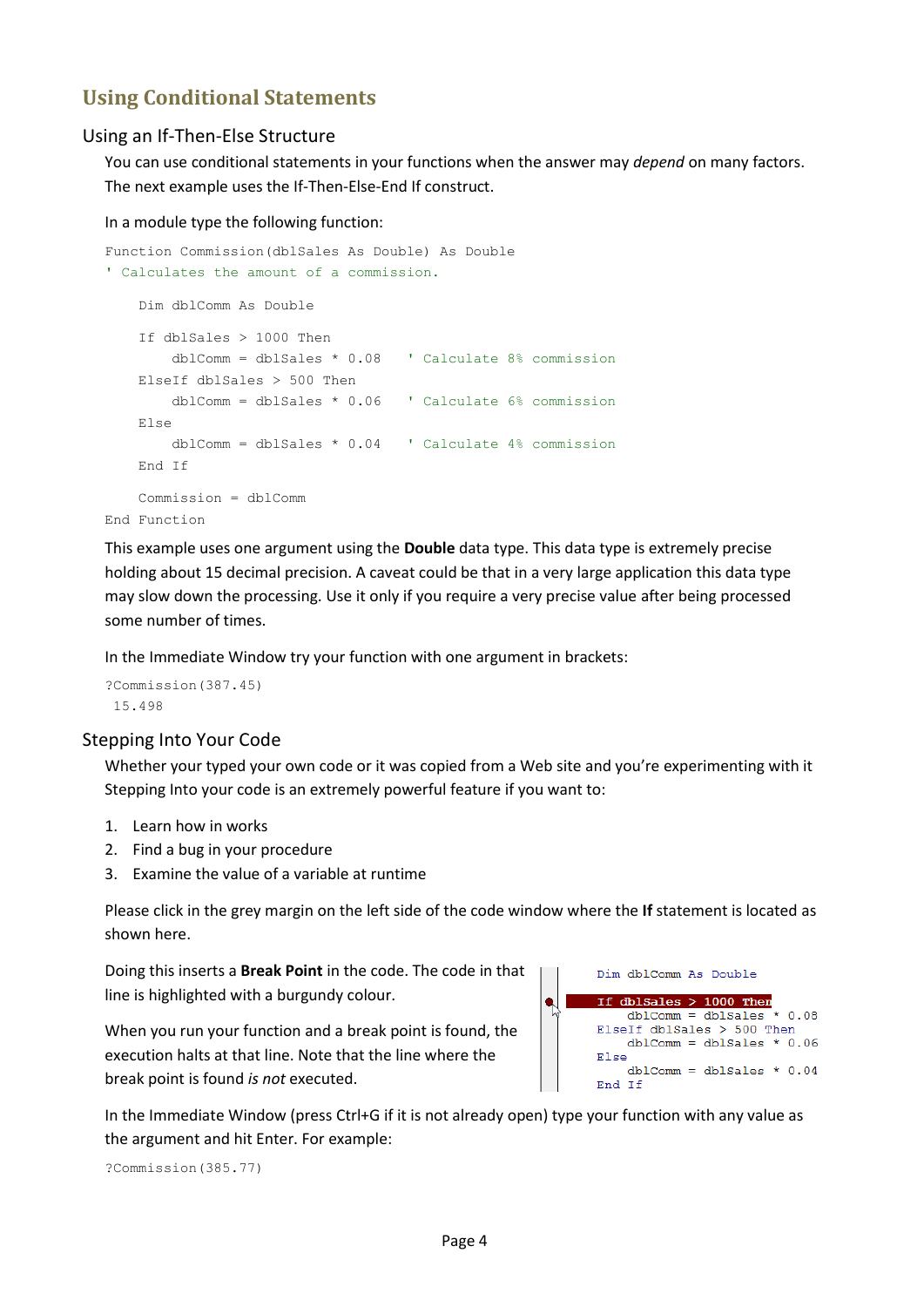## Using Conditional Statements

### Using an If-Then-Else Structure

You can use conditional statements in your functions when the answer may *depend* on many factors. The next example uses the If-Then-Else-End If construct.

In a module type the following function:

```
Function Commission(dblSales As Double) As Double
' Calculates the amount of a commission.

    Dim dblComm As Double

    If dblSales > 1000 Then
        dblComm = dblSales * 0.08   ' Calculate 8% commission
    ElseIf dblSales > 500 Then
        dblComm = dblSales * 0.06   ' Calculate 6% commission
    Else
        dblComm = dblSales * 0.04   ' Calculate 4% commission
    End If

    Commission = dblComm
End Function
```

This example uses one argument using the **Double** data type. This data type is extremely precise holding about 15 decimal precision. A caveat could be that in a very large application this data type may slow down the processing. Use it only if you require a very precise value after being processed some number of times.

In the Immediate Window try your function with one argument in brackets:

```
?Commission(387.45)
 15.498
```

### Stepping Into Your Code

Whether your typed your own code or it was copied from a Web site and you're experimenting with it Stepping Into your code is an extremely powerful feature if you want to:

1. Learn how in works
2. Find a bug in your procedure
3. Examine the value of a variable at runtime

Please click in the grey margin on the left side of the code window where the **If** statement is located as shown here.

Doing this inserts a **Break Point** in the code. The code in that line is highlighted with a burgundy colour.

When you run your function and a break point is found, the execution halts at that line. Note that the line where the break point is found *is not* executed.

```
    Dim dblComm As Double

    If dblSales > 1000 Then
        dblComm = dblSales * 0.08
    ElseIf dblSales > 500 Then
        dblComm = dblSales * 0.06
    Else
        dblComm = dblSales * 0.04
    End If
```

In the Immediate Window (press Ctrl+G if it is not already open) type your function with any value as the argument and hit Enter. For example:

```
?Commission(385.77)
```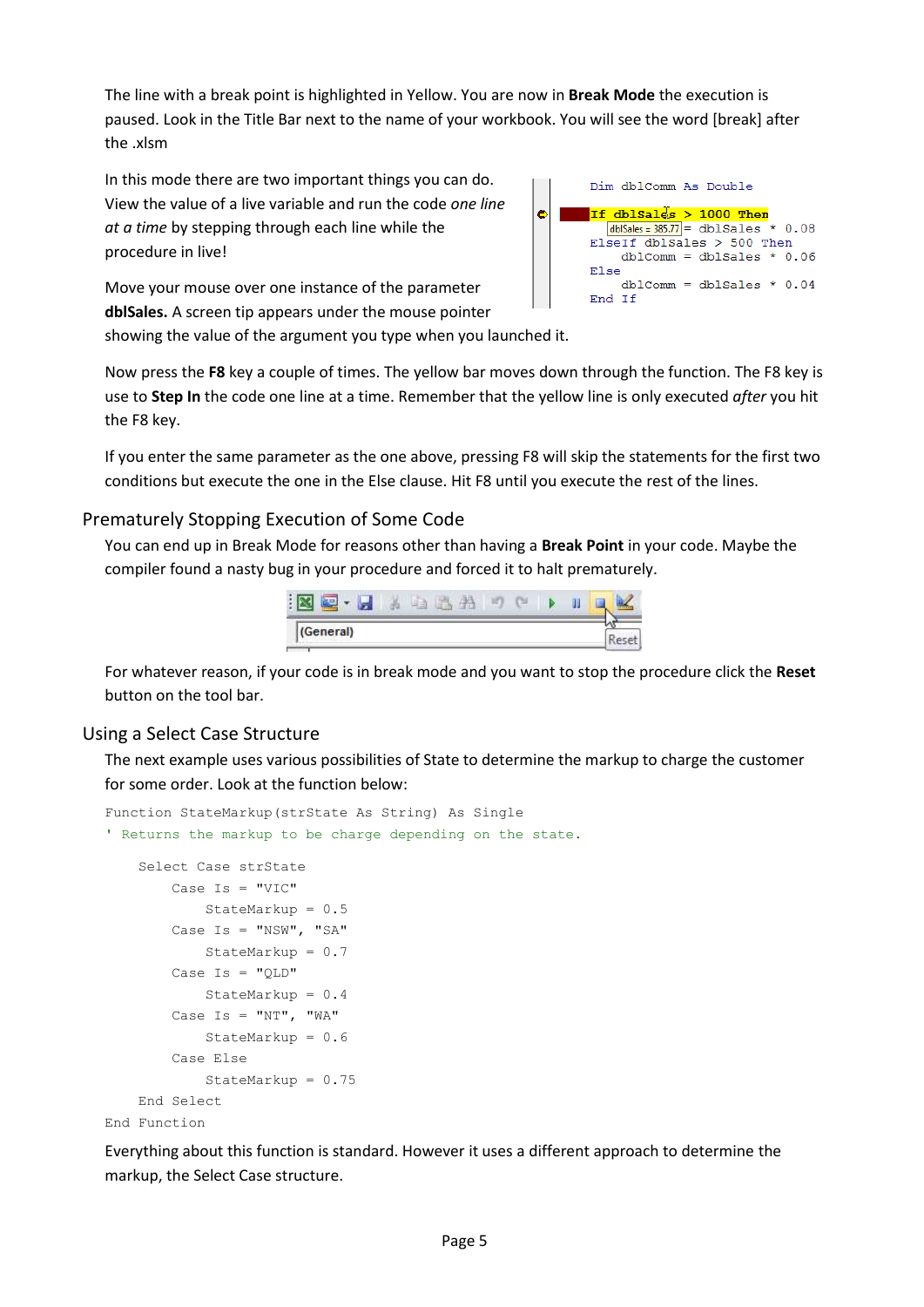The line with a break point is highlighted in Yellow. You are now in **Break Mode** the execution is paused. Look in the Title Bar next to the name of your workbook. You will see the word [break] after the .xlsm

In this mode there are two important things you can do. View the value of a live variable and run the code *one line at a time* by stepping through each line while the procedure in live!

```
Dim dblComm As Double

If dblSales > 1000 Then
 dblSales = 385.77 = dblSales * 0.08
ElseIf dblSales > 500 Then
    dblComm = dblSales * 0.06
Else
    dblComm = dblSales * 0.04
End If
```

Move your mouse over one instance of the parameter **dblSales.** A screen tip appears under the mouse pointer showing the value of the argument you type when you launched it.

Now press the **F8** key a couple of times. The yellow bar moves down through the function. The F8 key is use to **Step In** the code one line at a time. Remember that the yellow line is only executed *after* you hit the F8 key.

If you enter the same parameter as the one above, pressing F8 will skip the statements for the first two conditions but execute the one in the Else clause. Hit F8 until you execute the rest of the lines.

## Prematurely Stopping Execution of Some Code

You can end up in Break Mode for reasons other than having a **Break Point** in your code. Maybe the compiler found a nasty bug in your procedure and forced it to halt prematurely.

(General) Reset

For whatever reason, if your code is in break mode and you want to stop the procedure click the **Reset** button on the tool bar.

## Using a Select Case Structure

The next example uses various possibilities of State to determine the markup to charge the customer for some order. Look at the function below:

```
Function StateMarkup(strState As String) As Single
' Returns the markup to be charge depending on the state.

    Select Case strState
        Case Is = "VIC"
            StateMarkup = 0.5
        Case Is = "NSW", "SA"
            StateMarkup = 0.7
        Case Is = "QLD"
            StateMarkup = 0.4
        Case Is = "NT", "WA"
            StateMarkup = 0.6
        Case Else
            StateMarkup = 0.75
    End Select
End Function
```

Everything about this function is standard. However it uses a different approach to determine the markup, the Select Case structure.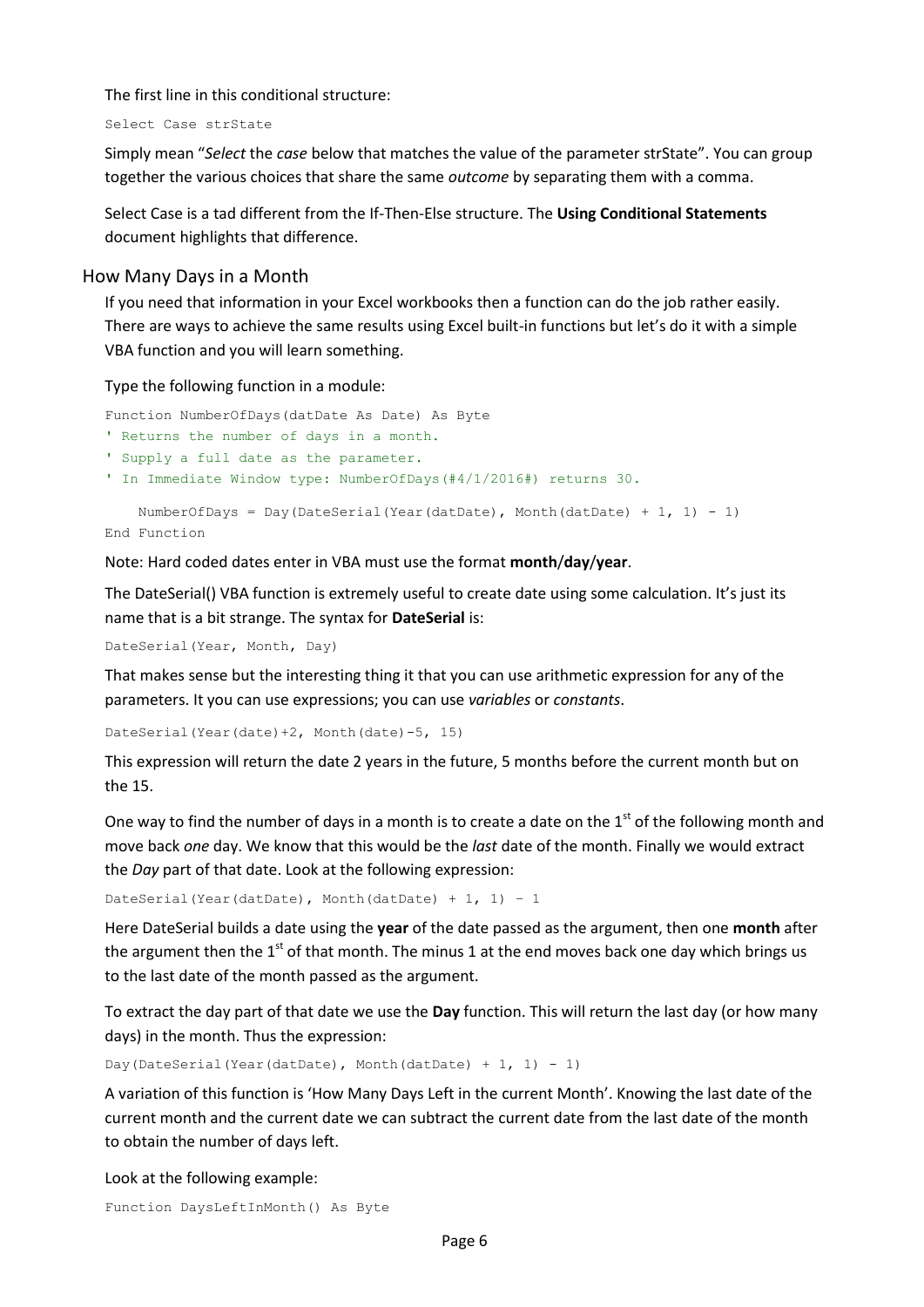The first line in this conditional structure:

```
Select Case strState
```

Simply mean "*Select* the *case* below that matches the value of the parameter strState". You can group together the various choices that share the same *outcome* by separating them with a comma.

Select Case is a tad different from the If-Then-Else structure. The **Using Conditional Statements** document highlights that difference.

## How Many Days in a Month

If you need that information in your Excel workbooks then a function can do the job rather easily. There are ways to achieve the same results using Excel built-in functions but let's do it with a simple VBA function and you will learn something.

Type the following function in a module:

```
Function NumberOfDays(datDate As Date) As Byte
' Returns the number of days in a month.
' Supply a full date as the parameter.
' In Immediate Window type: NumberOfDays(#4/1/2016#) returns 30.

    NumberOfDays = Day(DateSerial(Year(datDate), Month(datDate) + 1, 1) - 1)
End Function
```

Note: Hard coded dates enter in VBA must use the format **month**/**day**/**year**.

The DateSerial() VBA function is extremely useful to create date using some calculation. It's just its name that is a bit strange. The syntax for **DateSerial** is:

```
DateSerial(Year, Month, Day)
```

That makes sense but the interesting thing it that you can use arithmetic expression for any of the parameters. It you can use expressions; you can use *variables* or *constants*.

```
DateSerial(Year(date)+2, Month(date)-5, 15)
```

This expression will return the date 2 years in the future, 5 months before the current month but on the 15.

One way to find the number of days in a month is to create a date on the 1st of the following month and move back *one* day. We know that this would be the *last* date of the month. Finally we would extract the *Day* part of that date. Look at the following expression:

```
DateSerial(Year(datDate), Month(datDate) + 1, 1) – 1
```

Here DateSerial builds a date using the **year** of the date passed as the argument, then one **month** after the argument then the 1st of that month. The minus 1 at the end moves back one day which brings us to the last date of the month passed as the argument.

To extract the day part of that date we use the **Day** function. This will return the last day (or how many days) in the month. Thus the expression:

```
Day(DateSerial(Year(datDate), Month(datDate) + 1, 1) - 1)
```

A variation of this function is 'How Many Days Left in the current Month'. Knowing the last date of the current month and the current date we can subtract the current date from the last date of the month to obtain the number of days left.

Look at the following example:

```
Function DaysLeftInMonth() As Byte
```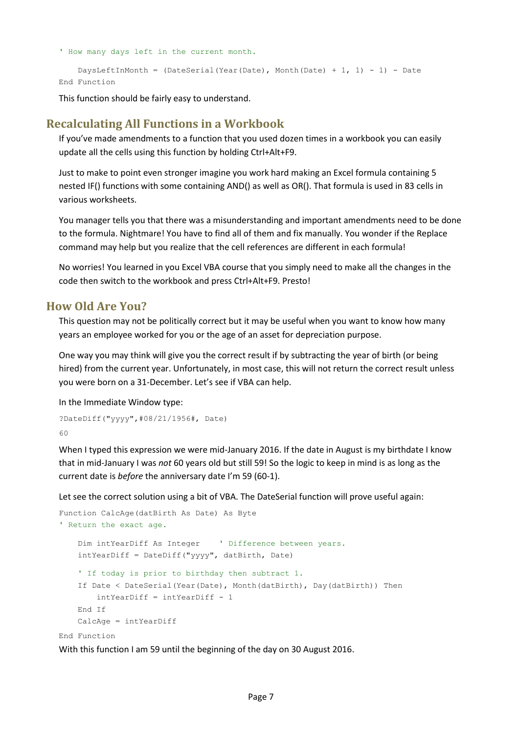```
' How many days left in the current month.

    DaysLeftInMonth = (DateSerial(Year(Date), Month(Date) + 1, 1) - 1) - Date
End Function
```

This function should be fairly easy to understand.

## Recalculating All Functions in a Workbook

If you've made amendments to a function that you used dozen times in a workbook you can easily update all the cells using this function by holding Ctrl+Alt+F9.

Just to make to point even stronger imagine you work hard making an Excel formula containing 5 nested IF() functions with some containing AND() as well as OR(). That formula is used in 83 cells in various worksheets.

You manager tells you that there was a misunderstanding and important amendments need to be done to the formula. Nightmare! You have to find all of them and fix manually. You wonder if the Replace command may help but you realize that the cell references are different in each formula!

No worries! You learned in you Excel VBA course that you simply need to make all the changes in the code then switch to the workbook and press Ctrl+Alt+F9. Presto!

## How Old Are You?

This question may not be politically correct but it may be useful when you want to know how many years an employee worked for you or the age of an asset for depreciation purpose.

One way you may think will give you the correct result if by subtracting the year of birth (or being hired) from the current year. Unfortunately, in most case, this will not return the correct result unless you were born on a 31-December. Let's see if VBA can help.

In the Immediate Window type:

```
?DateDiff("yyyy",#08/21/1956#, Date)
60
```

When I typed this expression we were mid-January 2016. If the date in August is my birthdate I know that in mid-January I was *not* 60 years old but still 59! So the logic to keep in mind is as long as the current date is *before* the anniversary date I'm 59 (60-1).

Let see the correct solution using a bit of VBA. The DateSerial function will prove useful again:

```
Function CalcAge(datBirth As Date) As Byte
' Return the exact age.

    Dim intYearDiff As Integer    ' Difference between years.
    intYearDiff = DateDiff("yyyy", datBirth, Date)

    ' If today is prior to birthday then subtract 1.
    If Date < DateSerial(Year(Date), Month(datBirth), Day(datBirth)) Then
        intYearDiff = intYearDiff - 1
    End If
    CalcAge = intYearDiff
End Function
```

With this function I am 59 until the beginning of the day on 30 August 2016.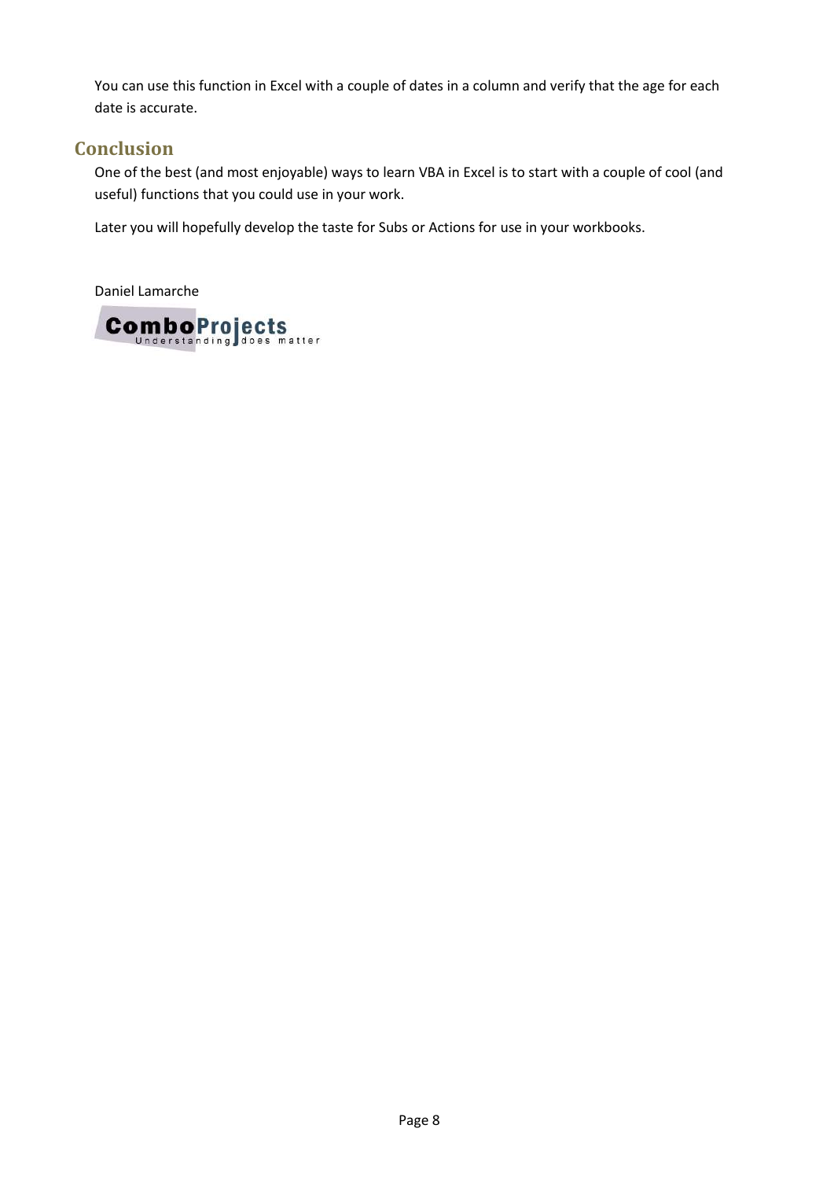You can use this function in Excel with a couple of dates in a column and verify that the age for each date is accurate.

## Conclusion

One of the best (and most enjoyable) ways to learn VBA in Excel is to start with a couple of cool (and useful) functions that you could use in your work.

Later you will hopefully develop the taste for Subs or Actions for use in your workbooks.

Daniel Lamarche

ComboProjects
Understanding does matter